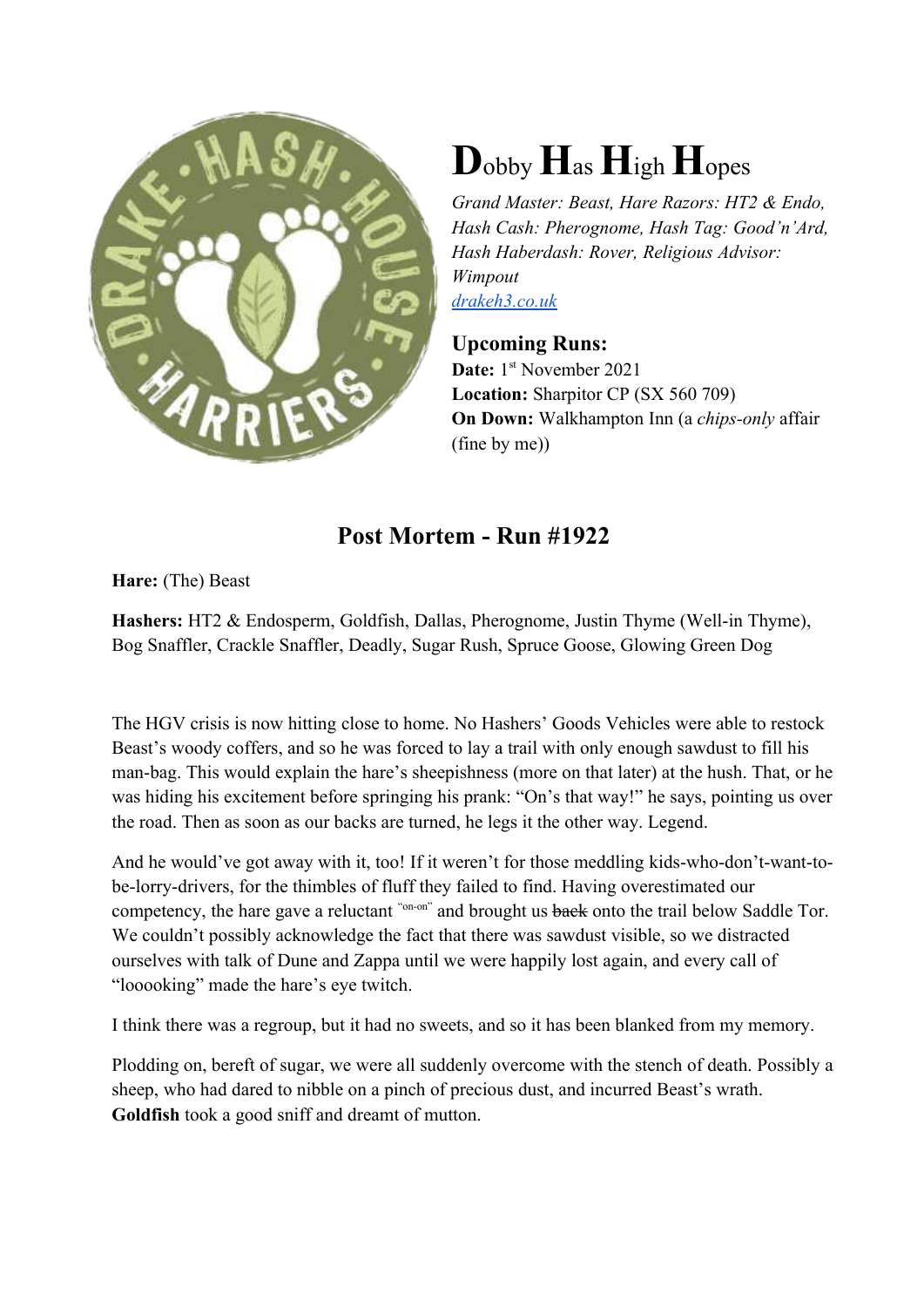# Dobby Has High Hopes

*Grand Master: Beast, Hare Razors: HT2 & Endo, Hash Cash: Pherognome, Hash Tag: Good'n'Ard, Hash Haberdash: Rover, Religious Advisor: Wimpout*
[drakeh3.co.uk](drakeh3.co.uk)

## Upcoming Runs:

**Date:** 1st November 2021
**Location:** Sharpitor CP (SX 560 709)
**On Down:** Walkhampton Inn (a *chips-only* affair (fine by me))

## Post Mortem - Run #1922

**Hare:** (The) Beast

**Hashers:** HT2 & Endosperm, Goldfish, Dallas, Pherognome, Justin Thyme (Well-in Thyme), Bog Snaffler, Crackle Snaffler, Deadly, Sugar Rush, Spruce Goose, Glowing Green Dog

The HGV crisis is now hitting close to home. No Hashers' Goods Vehicles were able to restock Beast's woody coffers, and so he was forced to lay a trail with only enough sawdust to fill his man-bag. This would explain the hare's sheepishness (more on that later) at the hush. That, or he was hiding his excitement before springing his prank: "On's that way!" he says, pointing us over the road. Then as soon as our backs are turned, he legs it the other way. Legend.

And he would've got away with it, too! If it weren't for those meddling kids-who-don't-want-to-be-lorry-drivers, for the thimbles of fluff they failed to find. Having overestimated our competency, the hare gave a reluctant "on-on" and brought us ~~back~~ onto the trail below Saddle Tor. We couldn't possibly acknowledge the fact that there was sawdust visible, so we distracted ourselves with talk of Dune and Zappa until we were happily lost again, and every call of "looooking" made the hare's eye twitch.

I think there was a regroup, but it had no sweets, and so it has been blanked from my memory.

Plodding on, bereft of sugar, we were all suddenly overcome with the stench of death. Possibly a sheep, who had dared to nibble on a pinch of precious dust, and incurred Beast's wrath. **Goldfish** took a good sniff and dreamt of mutton.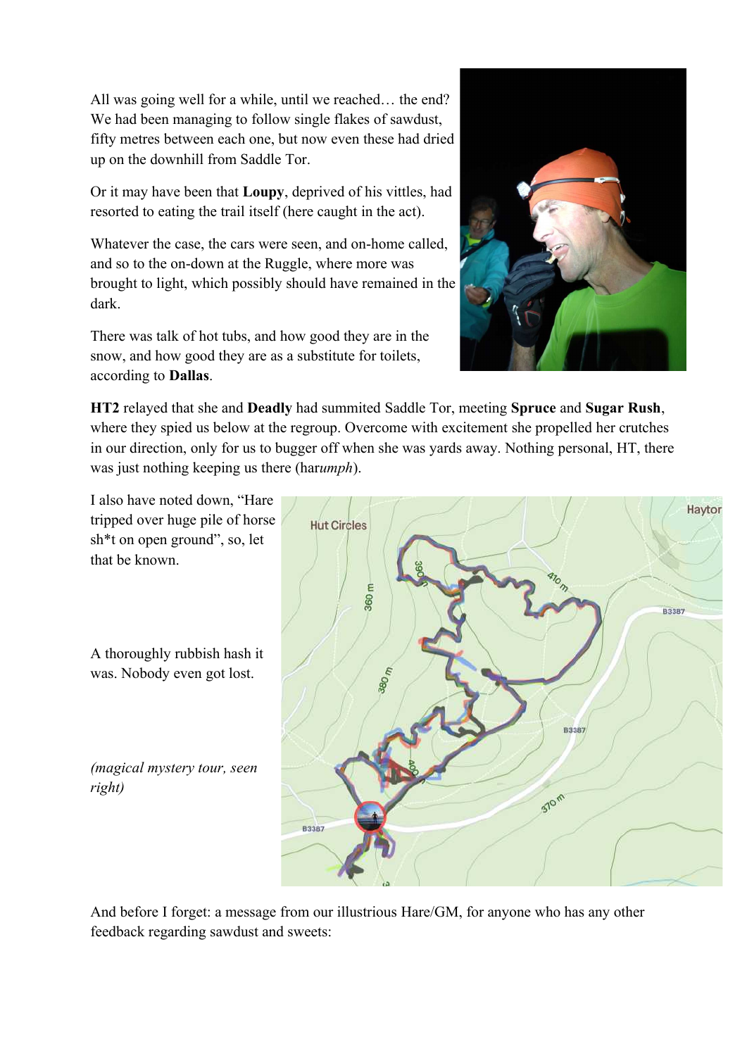All was going well for a while, until we reached… the end? We had been managing to follow single flakes of sawdust, fifty metres between each one, but now even these had dried up on the downhill from Saddle Tor.

Or it may have been that **Loupy**, deprived of his vittles, had resorted to eating the trail itself (here caught in the act).

Whatever the case, the cars were seen, and on-home called, and so to the on-down at the Ruggle, where more was brought to light, which possibly should have remained in the dark.

There was talk of hot tubs, and how good they are in the snow, and how good they are as a substitute for toilets, according to **Dallas**.

**HT2** relayed that she and **Deadly** had summited Saddle Tor, meeting **Spruce** and **Sugar Rush**, where they spied us below at the regroup. Overcome with excitement she propelled her crutches in our direction, only for us to bugger off when she was yards away. Nothing personal, HT, there was just nothing keeping us there (har*umph*).

I also have noted down, “Hare tripped over huge pile of horse sh*t on open ground”, so, let that be known.

A thoroughly rubbish hash it was. Nobody even got lost.

*(magical mystery tour, seen right)*

And before I forget: a message from our illustrious Hare/GM, for anyone who has any other feedback regarding sawdust and sweets: